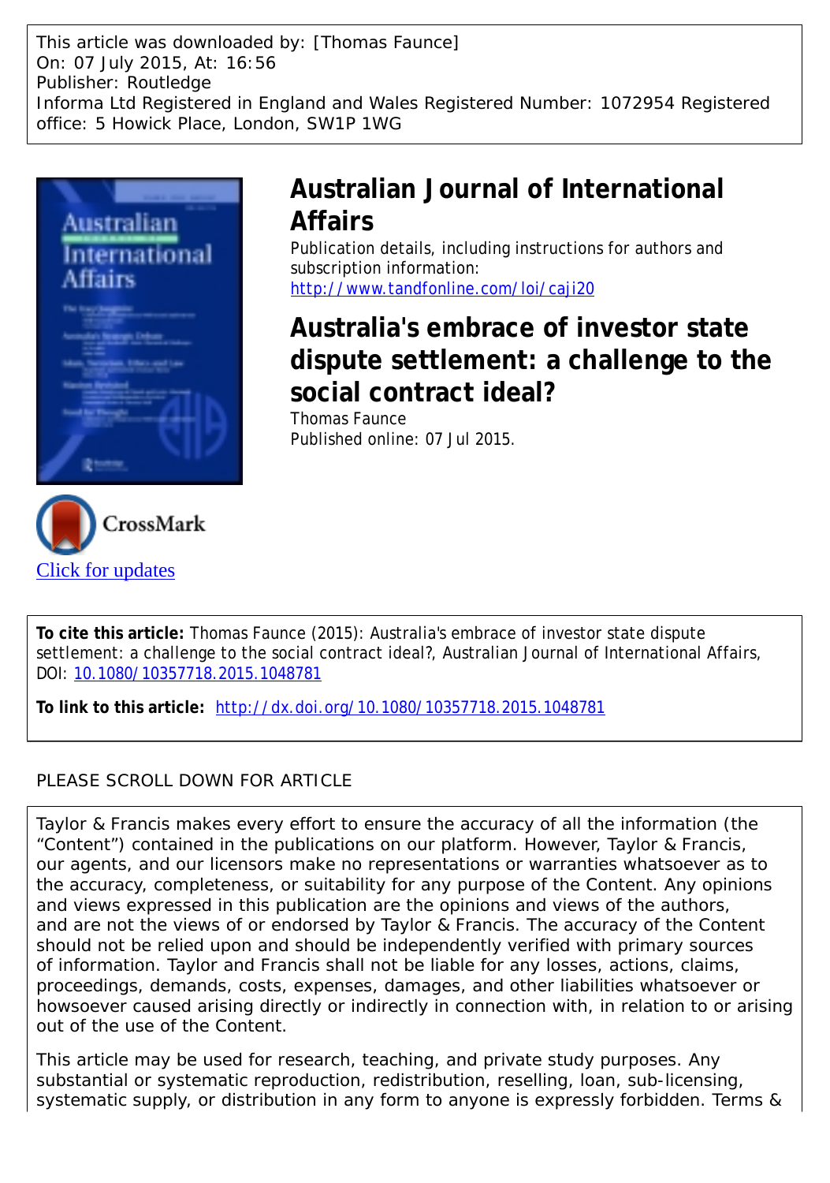This article was downloaded by: [Thomas Faunce]
On: 07 July 2015, At: 16:56
Publisher: Routledge
Informa Ltd Registered in England and Wales Registered Number: 1072954 Registered office: 5 Howick Place, London, SW1P 1WG

# Australian Journal of International Affairs

Publication details, including instructions for authors and subscription information:
http://www.tandfonline.com/loi/caji20

## Australia's embrace of investor state dispute settlement: a challenge to the social contract ideal?

Thomas Faunce
Published online: 07 Jul 2015.

Click for updates

**To cite this article:** Thomas Faunce (2015): Australia's embrace of investor state dispute settlement: a challenge to the social contract ideal?, Australian Journal of International Affairs, DOI: 10.1080/10357718.2015.1048781

**To link to this article:** http://dx.doi.org/10.1080/10357718.2015.1048781

PLEASE SCROLL DOWN FOR ARTICLE

Taylor & Francis makes every effort to ensure the accuracy of all the information (the "Content") contained in the publications on our platform. However, Taylor & Francis, our agents, and our licensors make no representations or warranties whatsoever as to the accuracy, completeness, or suitability for any purpose of the Content. Any opinions and views expressed in this publication are the opinions and views of the authors, and are not the views of or endorsed by Taylor & Francis. The accuracy of the Content should not be relied upon and should be independently verified with primary sources of information. Taylor and Francis shall not be liable for any losses, actions, claims, proceedings, demands, costs, expenses, damages, and other liabilities whatsoever or howsoever caused arising directly or indirectly in connection with, in relation to or arising out of the use of the Content.

This article may be used for research, teaching, and private study purposes. Any substantial or systematic reproduction, redistribution, reselling, loan, sub-licensing, systematic supply, or distribution in any form to anyone is expressly forbidden. Terms &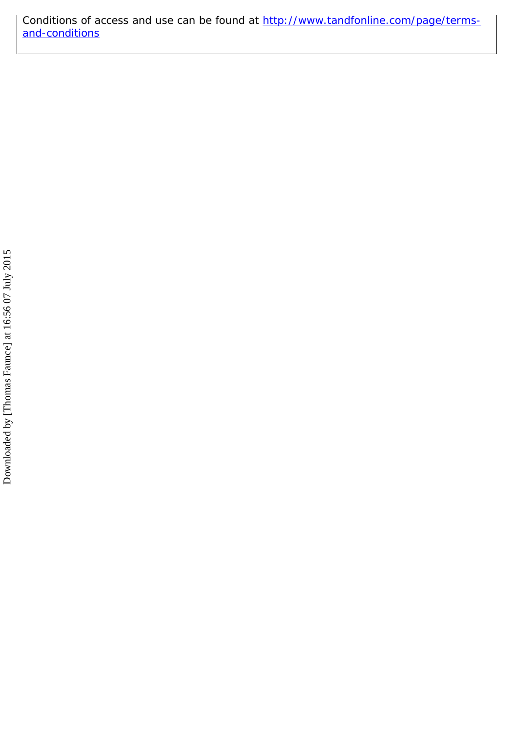Conditions of access and use can be found at [http://www.tandfonline.com/page/terms-and-conditions](http://www.tandfonline.com/page/terms-and-conditions)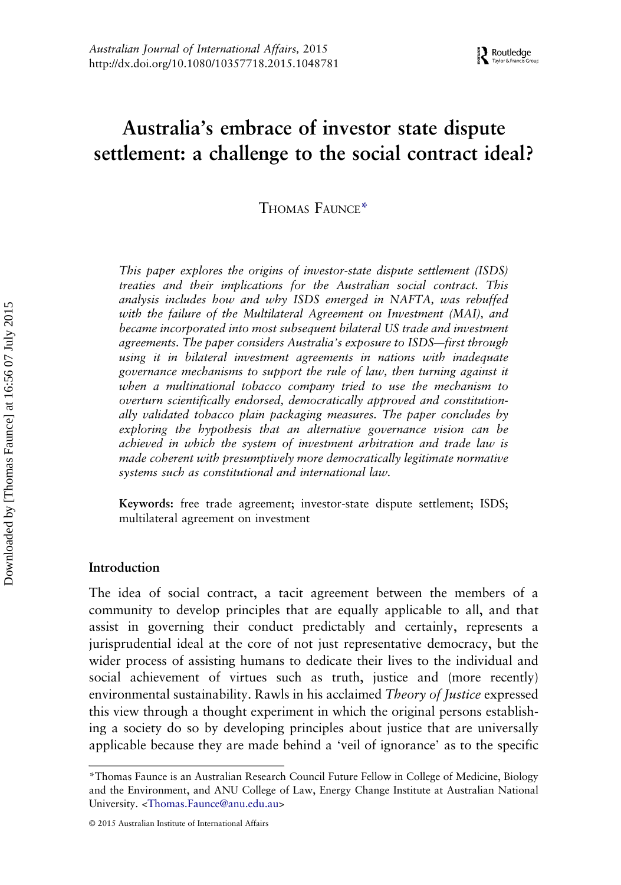# Australia's embrace of investor state dispute settlement: a challenge to the social contract ideal?

THOMAS FAUNCE*

*This paper explores the origins of investor-state dispute settlement (ISDS) treaties and their implications for the Australian social contract. This analysis includes how and why ISDS emerged in NAFTA, was rebuffed with the failure of the Multilateral Agreement on Investment (MAI), and became incorporated into most subsequent bilateral US trade and investment agreements. The paper considers Australia's exposure to ISDS—first through using it in bilateral investment agreements in nations with inadequate governance mechanisms to support the rule of law, then turning against it when a multinational tobacco company tried to use the mechanism to overturn scientifically endorsed, democratically approved and constitutionally validated tobacco plain packaging measures. The paper concludes by exploring the hypothesis that an alternative governance vision can be achieved in which the system of investment arbitration and trade law is made coherent with presumptively more democratically legitimate normative systems such as constitutional and international law.*

**Keywords:** free trade agreement; investor-state dispute settlement; ISDS; multilateral agreement on investment

## Introduction

The idea of social contract, a tacit agreement between the members of a community to develop principles that are equally applicable to all, and that assist in governing their conduct predictably and certainly, represents a jurisprudential ideal at the core of not just representative democracy, but the wider process of assisting humans to dedicate their lives to the individual and social achievement of virtues such as truth, justice and (more recently) environmental sustainability. Rawls in his acclaimed *Theory of Justice* expressed this view through a thought experiment in which the original persons establishing a society do so by developing principles about justice that are universally applicable because they are made behind a 'veil of ignorance' as to the specific

---

*Thomas Faunce is an Australian Research Council Future Fellow in College of Medicine, Biology and the Environment, and ANU College of Law, Energy Change Institute at Australian National University. <Thomas.Faunce@anu.edu.au>

© 2015 Australian Institute of International Affairs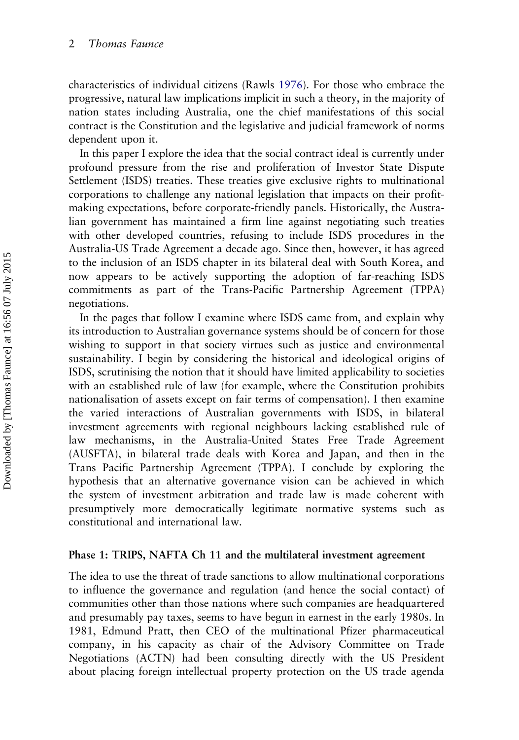characteristics of individual citizens (Rawls 1976). For those who embrace the progressive, natural law implications implicit in such a theory, in the majority of nation states including Australia, one the chief manifestations of this social contract is the Constitution and the legislative and judicial framework of norms dependent upon it.

In this paper I explore the idea that the social contract ideal is currently under profound pressure from the rise and proliferation of Investor State Dispute Settlement (ISDS) treaties. These treaties give exclusive rights to multinational corporations to challenge any national legislation that impacts on their profit-making expectations, before corporate-friendly panels. Historically, the Australian government has maintained a firm line against negotiating such treaties with other developed countries, refusing to include ISDS procedures in the Australia-US Trade Agreement a decade ago. Since then, however, it has agreed to the inclusion of an ISDS chapter in its bilateral deal with South Korea, and now appears to be actively supporting the adoption of far-reaching ISDS commitments as part of the Trans-Pacific Partnership Agreement (TPPA) negotiations.

In the pages that follow I examine where ISDS came from, and explain why its introduction to Australian governance systems should be of concern for those wishing to support in that society virtues such as justice and environmental sustainability. I begin by considering the historical and ideological origins of ISDS, scrutinising the notion that it should have limited applicability to societies with an established rule of law (for example, where the Constitution prohibits nationalisation of assets except on fair terms of compensation). I then examine the varied interactions of Australian governments with ISDS, in bilateral investment agreements with regional neighbours lacking established rule of law mechanisms, in the Australia-United States Free Trade Agreement (AUSFTA), in bilateral trade deals with Korea and Japan, and then in the Trans Pacific Partnership Agreement (TPPA). I conclude by exploring the hypothesis that an alternative governance vision can be achieved in which the system of investment arbitration and trade law is made coherent with presumptively more democratically legitimate normative systems such as constitutional and international law.

### Phase 1: TRIPS, NAFTA Ch 11 and the multilateral investment agreement

The idea to use the threat of trade sanctions to allow multinational corporations to influence the governance and regulation (and hence the social contact) of communities other than those nations where such companies are headquartered and presumably pay taxes, seems to have begun in earnest in the early 1980s. In 1981, Edmund Pratt, then CEO of the multinational Pfizer pharmaceutical company, in his capacity as chair of the Advisory Committee on Trade Negotiations (ACTN) had been consulting directly with the US President about placing foreign intellectual property protection on the US trade agenda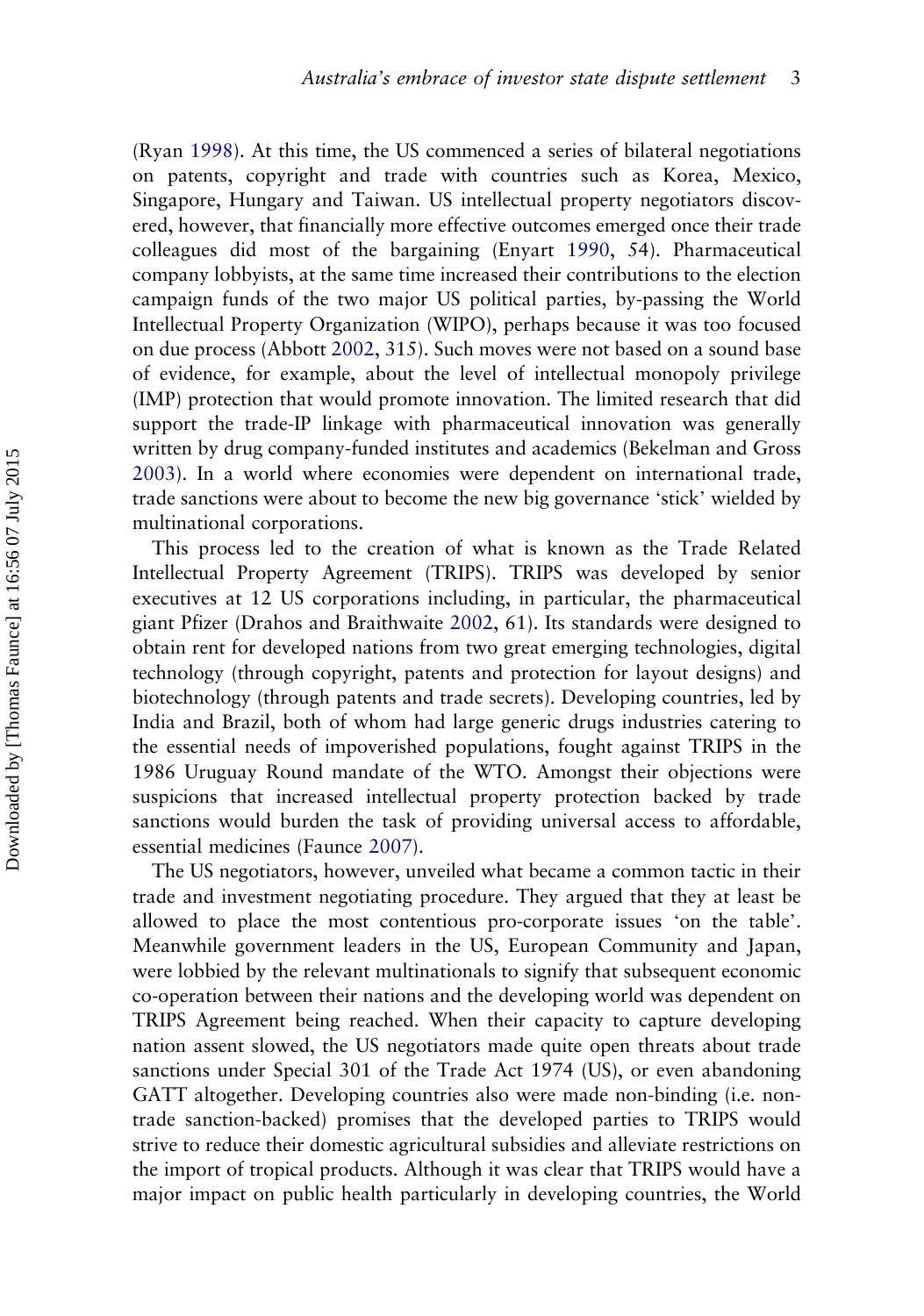(Ryan 1998). At this time, the US commenced a series of bilateral negotiations on patents, copyright and trade with countries such as Korea, Mexico, Singapore, Hungary and Taiwan. US intellectual property negotiators discovered, however, that financially more effective outcomes emerged once their trade colleagues did most of the bargaining (Enyart 1990, 54). Pharmaceutical company lobbyists, at the same time increased their contributions to the election campaign funds of the two major US political parties, by-passing the World Intellectual Property Organization (WIPO), perhaps because it was too focused on due process (Abbott 2002, 315). Such moves were not based on a sound base of evidence, for example, about the level of intellectual monopoly privilege (IMP) protection that would promote innovation. The limited research that did support the trade-IP linkage with pharmaceutical innovation was generally written by drug company-funded institutes and academics (Bekelman and Gross 2003). In a world where economies were dependent on international trade, trade sanctions were about to become the new big governance 'stick' wielded by multinational corporations.

This process led to the creation of what is known as the Trade Related Intellectual Property Agreement (TRIPS). TRIPS was developed by senior executives at 12 US corporations including, in particular, the pharmaceutical giant Pfizer (Drahos and Braithwaite 2002, 61). Its standards were designed to obtain rent for developed nations from two great emerging technologies, digital technology (through copyright, patents and protection for layout designs) and biotechnology (through patents and trade secrets). Developing countries, led by India and Brazil, both of whom had large generic drugs industries catering to the essential needs of impoverished populations, fought against TRIPS in the 1986 Uruguay Round mandate of the WTO. Amongst their objections were suspicions that increased intellectual property protection backed by trade sanctions would burden the task of providing universal access to affordable, essential medicines (Faunce 2007).

The US negotiators, however, unveiled what became a common tactic in their trade and investment negotiating procedure. They argued that they at least be allowed to place the most contentious pro-corporate issues 'on the table'. Meanwhile government leaders in the US, European Community and Japan, were lobbied by the relevant multinationals to signify that subsequent economic co-operation between their nations and the developing world was dependent on TRIPS Agreement being reached. When their capacity to capture developing nation assent slowed, the US negotiators made quite open threats about trade sanctions under Special 301 of the Trade Act 1974 (US), or even abandoning GATT altogether. Developing countries also were made non-binding (i.e. non-trade sanction-backed) promises that the developed parties to TRIPS would strive to reduce their domestic agricultural subsidies and alleviate restrictions on the import of tropical products. Although it was clear that TRIPS would have a major impact on public health particularly in developing countries, the World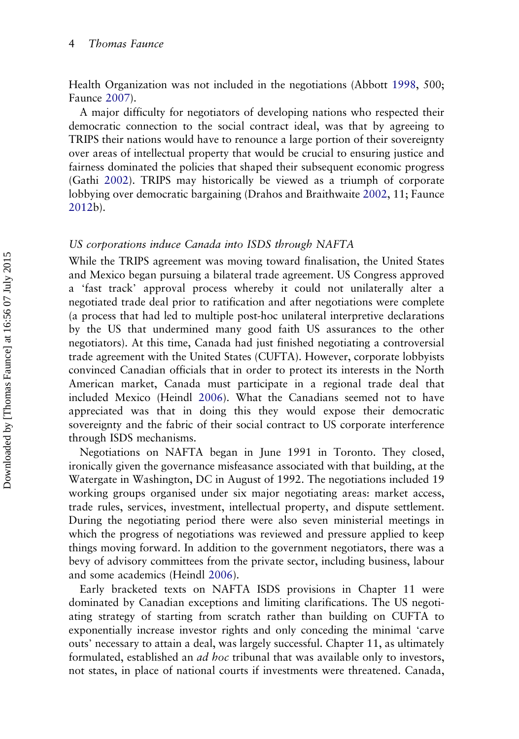Health Organization was not included in the negotiations (Abbott 1998, 500; Faunce 2007).

A major difficulty for negotiators of developing nations who respected their democratic connection to the social contract ideal, was that by agreeing to TRIPS their nations would have to renounce a large portion of their sovereignty over areas of intellectual property that would be crucial to ensuring justice and fairness dominated the policies that shaped their subsequent economic progress (Gathi 2002). TRIPS may historically be viewed as a triumph of corporate lobbying over democratic bargaining (Drahos and Braithwaite 2002, 11; Faunce 2012b).

### *US corporations induce Canada into ISDS through NAFTA*

While the TRIPS agreement was moving toward finalisation, the United States and Mexico began pursuing a bilateral trade agreement. US Congress approved a 'fast track' approval process whereby it could not unilaterally alter a negotiated trade deal prior to ratification and after negotiations were complete (a process that had led to multiple post-hoc unilateral interpretive declarations by the US that undermined many good faith US assurances to the other negotiators). At this time, Canada had just finished negotiating a controversial trade agreement with the United States (CUFTA). However, corporate lobbyists convinced Canadian officials that in order to protect its interests in the North American market, Canada must participate in a regional trade deal that included Mexico (Heindl 2006). What the Canadians seemed not to have appreciated was that in doing this they would expose their democratic sovereignty and the fabric of their social contract to US corporate interference through ISDS mechanisms.

Negotiations on NAFTA began in June 1991 in Toronto. They closed, ironically given the governance misfeasance associated with that building, at the Watergate in Washington, DC in August of 1992. The negotiations included 19 working groups organised under six major negotiating areas: market access, trade rules, services, investment, intellectual property, and dispute settlement. During the negotiating period there were also seven ministerial meetings in which the progress of negotiations was reviewed and pressure applied to keep things moving forward. In addition to the government negotiators, there was a bevy of advisory committees from the private sector, including business, labour and some academics (Heindl 2006).

Early bracketed texts on NAFTA ISDS provisions in Chapter 11 were dominated by Canadian exceptions and limiting clarifications. The US negotiating strategy of starting from scratch rather than building on CUFTA to exponentially increase investor rights and only conceding the minimal 'carve outs' necessary to attain a deal, was largely successful. Chapter 11, as ultimately formulated, established an *ad hoc* tribunal that was available only to investors, not states, in place of national courts if investments were threatened. Canada,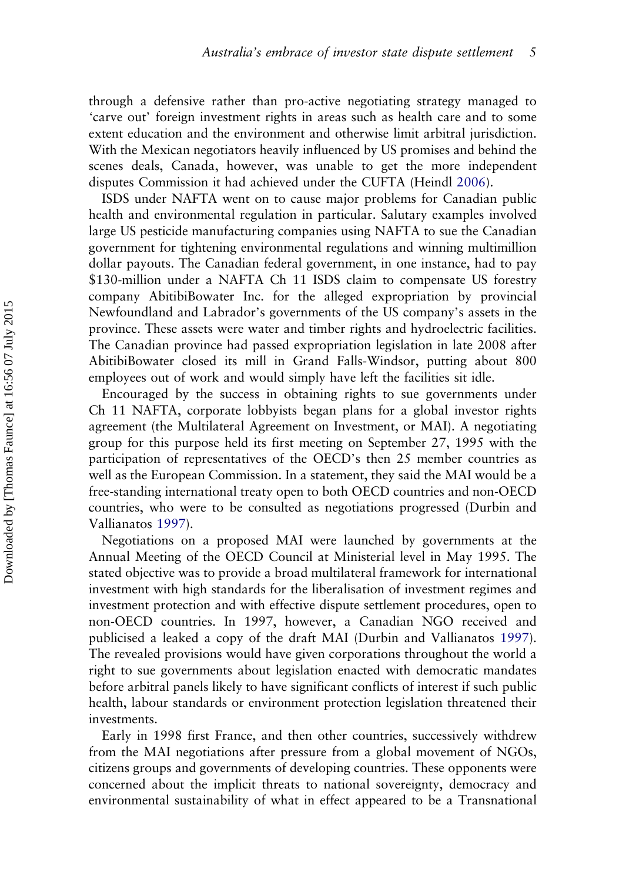through a defensive rather than pro-active negotiating strategy managed to 'carve out' foreign investment rights in areas such as health care and to some extent education and the environment and otherwise limit arbitral jurisdiction. With the Mexican negotiators heavily influenced by US promises and behind the scenes deals, Canada, however, was unable to get the more independent disputes Commission it had achieved under the CUFTA (Heindl 2006).

ISDS under NAFTA went on to cause major problems for Canadian public health and environmental regulation in particular. Salutary examples involved large US pesticide manufacturing companies using NAFTA to sue the Canadian government for tightening environmental regulations and winning multimillion dollar payouts. The Canadian federal government, in one instance, had to pay $130-million under a NAFTA Ch 11 ISDS claim to compensate US forestry company AbitibiBowater Inc. for the alleged expropriation by provincial Newfoundland and Labrador's governments of the US company's assets in the province. These assets were water and timber rights and hydroelectric facilities. The Canadian province had passed expropriation legislation in late 2008 after AbitibiBowater closed its mill in Grand Falls-Windsor, putting about 800 employees out of work and would simply have left the facilities sit idle.

Encouraged by the success in obtaining rights to sue governments under Ch 11 NAFTA, corporate lobbyists began plans for a global investor rights agreement (the Multilateral Agreement on Investment, or MAI). A negotiating group for this purpose held its first meeting on September 27, 1995 with the participation of representatives of the OECD's then 25 member countries as well as the European Commission. In a statement, they said the MAI would be a free-standing international treaty open to both OECD countries and non-OECD countries, who were to be consulted as negotiations progressed (Durbin and Vallianatos 1997).

Negotiations on a proposed MAI were launched by governments at the Annual Meeting of the OECD Council at Ministerial level in May 1995. The stated objective was to provide a broad multilateral framework for international investment with high standards for the liberalisation of investment regimes and investment protection and with effective dispute settlement procedures, open to non-OECD countries. In 1997, however, a Canadian NGO received and publicised a leaked a copy of the draft MAI (Durbin and Vallianatos 1997). The revealed provisions would have given corporations throughout the world a right to sue governments about legislation enacted with democratic mandates before arbitral panels likely to have significant conflicts of interest if such public health, labour standards or environment protection legislation threatened their investments.

Early in 1998 first France, and then other countries, successively withdrew from the MAI negotiations after pressure from a global movement of NGOs, citizens groups and governments of developing countries. These opponents were concerned about the implicit threats to national sovereignty, democracy and environmental sustainability of what in effect appeared to be a Transnational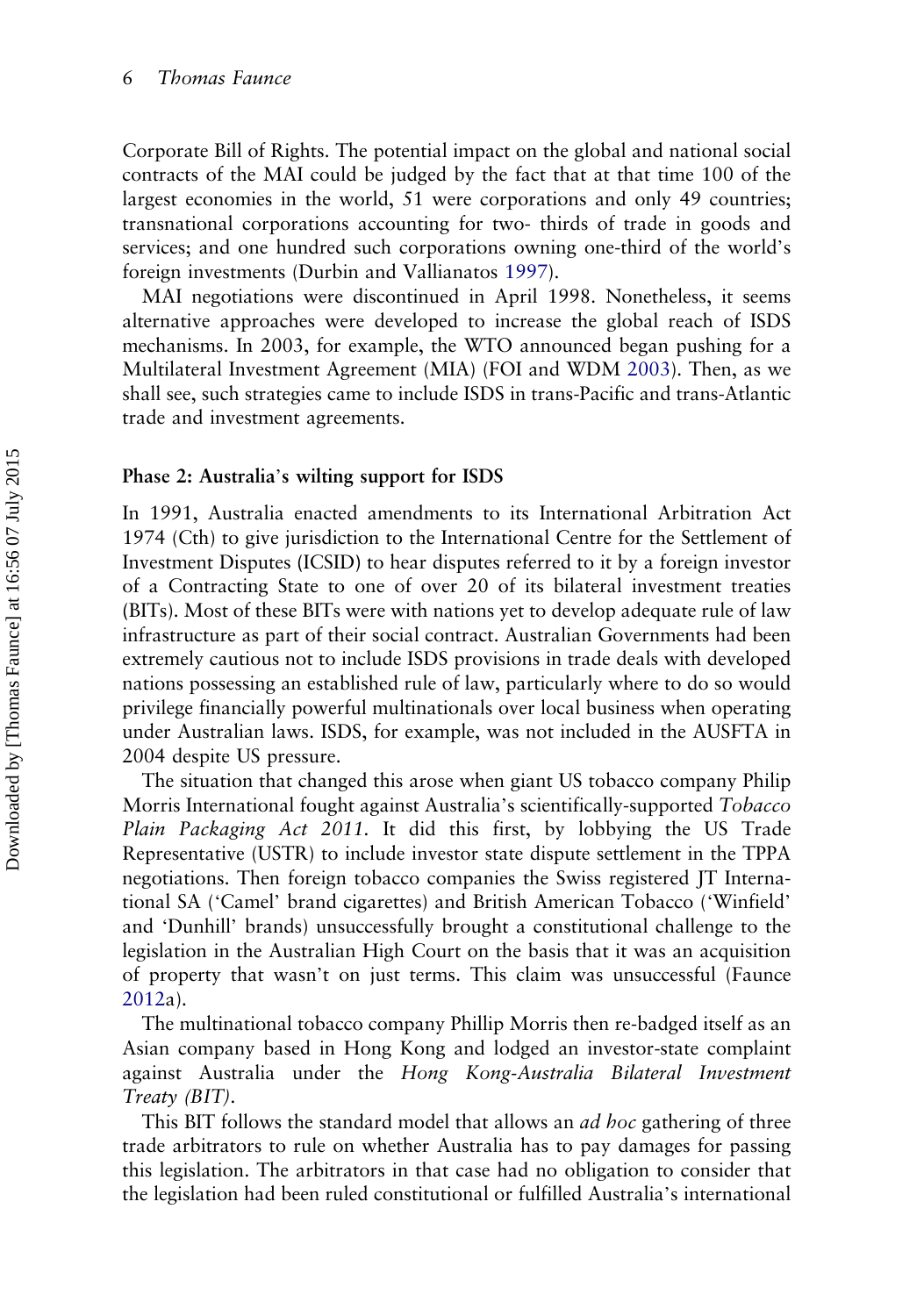Corporate Bill of Rights. The potential impact on the global and national social contracts of the MAI could be judged by the fact that at that time 100 of the largest economies in the world, 51 were corporations and only 49 countries; transnational corporations accounting for two- thirds of trade in goods and services; and one hundred such corporations owning one-third of the world's foreign investments (Durbin and Vallianatos 1997).

MAI negotiations were discontinued in April 1998. Nonetheless, it seems alternative approaches were developed to increase the global reach of ISDS mechanisms. In 2003, for example, the WTO announced began pushing for a Multilateral Investment Agreement (MIA) (FOI and WDM 2003). Then, as we shall see, such strategies came to include ISDS in trans-Pacific and trans-Atlantic trade and investment agreements.

### Phase 2: Australia's wilting support for ISDS

In 1991, Australia enacted amendments to its International Arbitration Act 1974 (Cth) to give jurisdiction to the International Centre for the Settlement of Investment Disputes (ICSID) to hear disputes referred to it by a foreign investor of a Contracting State to one of over 20 of its bilateral investment treaties (BITs). Most of these BITs were with nations yet to develop adequate rule of law infrastructure as part of their social contract. Australian Governments had been extremely cautious not to include ISDS provisions in trade deals with developed nations possessing an established rule of law, particularly where to do so would privilege financially powerful multinationals over local business when operating under Australian laws. ISDS, for example, was not included in the AUSFTA in 2004 despite US pressure.

The situation that changed this arose when giant US tobacco company Philip Morris International fought against Australia's scientifically-supported *Tobacco Plain Packaging Act 2011*. It did this first, by lobbying the US Trade Representative (USTR) to include investor state dispute settlement in the TPPA negotiations. Then foreign tobacco companies the Swiss registered JT International SA ('Camel' brand cigarettes) and British American Tobacco ('Winfield' and 'Dunhill' brands) unsuccessfully brought a constitutional challenge to the legislation in the Australian High Court on the basis that it was an acquisition of property that wasn't on just terms. This claim was unsuccessful (Faunce 2012a).

The multinational tobacco company Phillip Morris then re-badged itself as an Asian company based in Hong Kong and lodged an investor-state complaint against Australia under the *Hong Kong-Australia Bilateral Investment Treaty (BIT)*.

This BIT follows the standard model that allows an *ad hoc* gathering of three trade arbitrators to rule on whether Australia has to pay damages for passing this legislation. The arbitrators in that case had no obligation to consider that the legislation had been ruled constitutional or fulfilled Australia's international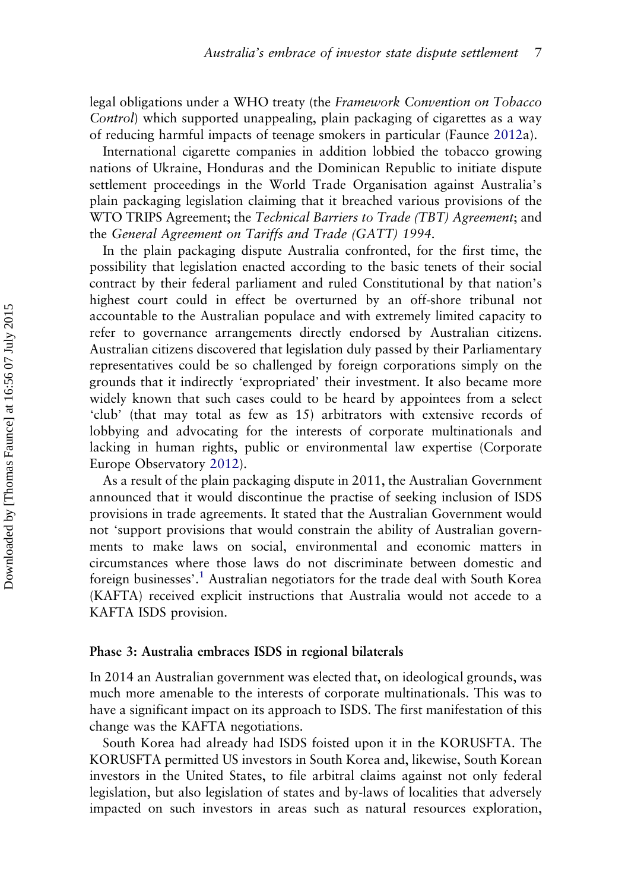legal obligations under a WHO treaty (the *Framework Convention on Tobacco Control*) which supported unappealing, plain packaging of cigarettes as a way of reducing harmful impacts of teenage smokers in particular (Faunce 2012a).

International cigarette companies in addition lobbied the tobacco growing nations of Ukraine, Honduras and the Dominican Republic to initiate dispute settlement proceedings in the World Trade Organisation against Australia's plain packaging legislation claiming that it breached various provisions of the WTO TRIPS Agreement; the *Technical Barriers to Trade (TBT) Agreement*; and the *General Agreement on Tariffs and Trade (GATT) 1994*.

In the plain packaging dispute Australia confronted, for the first time, the possibility that legislation enacted according to the basic tenets of their social contract by their federal parliament and ruled Constitutional by that nation's highest court could in effect be overturned by an off-shore tribunal not accountable to the Australian populace and with extremely limited capacity to refer to governance arrangements directly endorsed by Australian citizens. Australian citizens discovered that legislation duly passed by their Parliamentary representatives could be so challenged by foreign corporations simply on the grounds that it indirectly 'expropriated' their investment. It also became more widely known that such cases could to be heard by appointees from a select 'club' (that may total as few as 15) arbitrators with extensive records of lobbying and advocating for the interests of corporate multinationals and lacking in human rights, public or environmental law expertise (Corporate Europe Observatory 2012).

As a result of the plain packaging dispute in 2011, the Australian Government announced that it would discontinue the practise of seeking inclusion of ISDS provisions in trade agreements. It stated that the Australian Government would not 'support provisions that would constrain the ability of Australian governments to make laws on social, environmental and economic matters in circumstances where those laws do not discriminate between domestic and foreign businesses'.[1] Australian negotiators for the trade deal with South Korea (KAFTA) received explicit instructions that Australia would not accede to a KAFTA ISDS provision.

#### Phase 3: Australia embraces ISDS in regional bilaterals

In 2014 an Australian government was elected that, on ideological grounds, was much more amenable to the interests of corporate multinationals. This was to have a significant impact on its approach to ISDS. The first manifestation of this change was the KAFTA negotiations.

South Korea had already had ISDS foisted upon it in the KORUSFTA. The KORUSFTA permitted US investors in South Korea and, likewise, South Korean investors in the United States, to file arbitral claims against not only federal legislation, but also legislation of states and by-laws of localities that adversely impacted on such investors in areas such as natural resources exploration,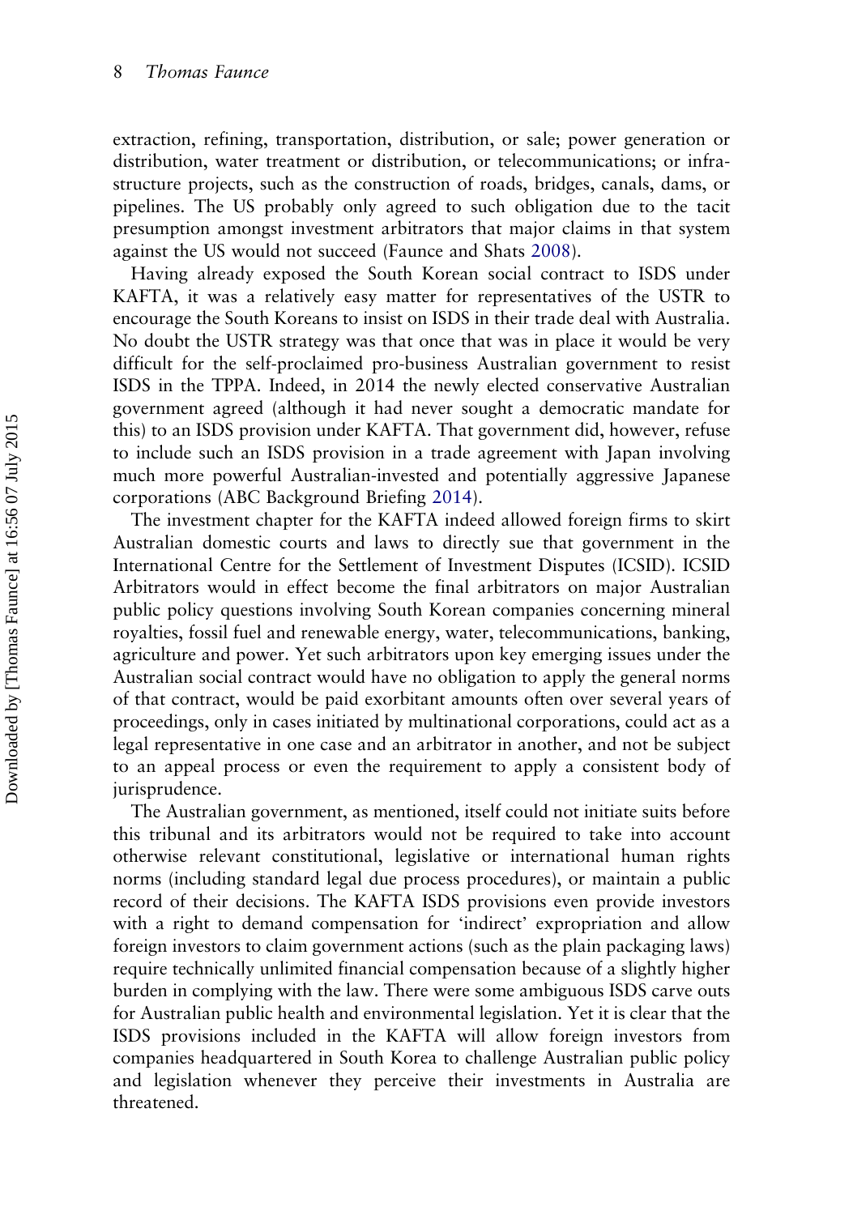extraction, refining, transportation, distribution, or sale; power generation or distribution, water treatment or distribution, or telecommunications; or infrastructure projects, such as the construction of roads, bridges, canals, dams, or pipelines. The US probably only agreed to such obligation due to the tacit presumption amongst investment arbitrators that major claims in that system against the US would not succeed (Faunce and Shats 2008).

Having already exposed the South Korean social contract to ISDS under KAFTA, it was a relatively easy matter for representatives of the USTR to encourage the South Koreans to insist on ISDS in their trade deal with Australia. No doubt the USTR strategy was that once that was in place it would be very difficult for the self-proclaimed pro-business Australian government to resist ISDS in the TPPA. Indeed, in 2014 the newly elected conservative Australian government agreed (although it had never sought a democratic mandate for this) to an ISDS provision under KAFTA. That government did, however, refuse to include such an ISDS provision in a trade agreement with Japan involving much more powerful Australian-invested and potentially aggressive Japanese corporations (ABC Background Briefing 2014).

The investment chapter for the KAFTA indeed allowed foreign firms to skirt Australian domestic courts and laws to directly sue that government in the International Centre for the Settlement of Investment Disputes (ICSID). ICSID Arbitrators would in effect become the final arbitrators on major Australian public policy questions involving South Korean companies concerning mineral royalties, fossil fuel and renewable energy, water, telecommunications, banking, agriculture and power. Yet such arbitrators upon key emerging issues under the Australian social contract would have no obligation to apply the general norms of that contract, would be paid exorbitant amounts often over several years of proceedings, only in cases initiated by multinational corporations, could act as a legal representative in one case and an arbitrator in another, and not be subject to an appeal process or even the requirement to apply a consistent body of jurisprudence.

The Australian government, as mentioned, itself could not initiate suits before this tribunal and its arbitrators would not be required to take into account otherwise relevant constitutional, legislative or international human rights norms (including standard legal due process procedures), or maintain a public record of their decisions. The KAFTA ISDS provisions even provide investors with a right to demand compensation for 'indirect' expropriation and allow foreign investors to claim government actions (such as the plain packaging laws) require technically unlimited financial compensation because of a slightly higher burden in complying with the law. There were some ambiguous ISDS carve outs for Australian public health and environmental legislation. Yet it is clear that the ISDS provisions included in the KAFTA will allow foreign investors from companies headquartered in South Korea to challenge Australian public policy and legislation whenever they perceive their investments in Australia are threatened.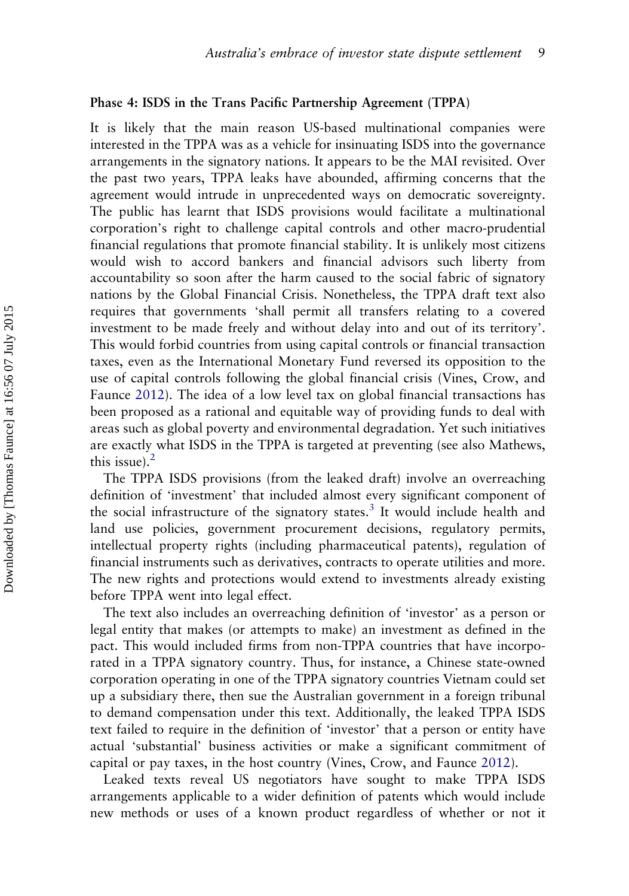### Phase 4: ISDS in the Trans Pacific Partnership Agreement (TPPA)

It is likely that the main reason US-based multinational companies were interested in the TPPA was as a vehicle for insinuating ISDS into the governance arrangements in the signatory nations. It appears to be the MAI revisited. Over the past two years, TPPA leaks have abounded, affirming concerns that the agreement would intrude in unprecedented ways on democratic sovereignty. The public has learnt that ISDS provisions would facilitate a multinational corporation's right to challenge capital controls and other macro-prudential financial regulations that promote financial stability. It is unlikely most citizens would wish to accord bankers and financial advisors such liberty from accountability so soon after the harm caused to the social fabric of signatory nations by the Global Financial Crisis. Nonetheless, the TPPA draft text also requires that governments 'shall permit all transfers relating to a covered investment to be made freely and without delay into and out of its territory'. This would forbid countries from using capital controls or financial transaction taxes, even as the International Monetary Fund reversed its opposition to the use of capital controls following the global financial crisis (Vines, Crow, and Faunce 2012). The idea of a low level tax on global financial transactions has been proposed as a rational and equitable way of providing funds to deal with areas such as global poverty and environmental degradation. Yet such initiatives are exactly what ISDS in the TPPA is targeted at preventing (see also Mathews, this issue).[2]

The TPPA ISDS provisions (from the leaked draft) involve an overreaching definition of 'investment' that included almost every significant component of the social infrastructure of the signatory states.[3] It would include health and land use policies, government procurement decisions, regulatory permits, intellectual property rights (including pharmaceutical patents), regulation of financial instruments such as derivatives, contracts to operate utilities and more. The new rights and protections would extend to investments already existing before TPPA went into legal effect.

The text also includes an overreaching definition of 'investor' as a person or legal entity that makes (or attempts to make) an investment as defined in the pact. This would included firms from non-TPPA countries that have incorporated in a TPPA signatory country. Thus, for instance, a Chinese state-owned corporation operating in one of the TPPA signatory countries Vietnam could set up a subsidiary there, then sue the Australian government in a foreign tribunal to demand compensation under this text. Additionally, the leaked TPPA ISDS text failed to require in the definition of 'investor' that a person or entity have actual 'substantial' business activities or make a significant commitment of capital or pay taxes, in the host country (Vines, Crow, and Faunce 2012).

Leaked texts reveal US negotiators have sought to make TPPA ISDS arrangements applicable to a wider definition of patents which would include new methods or uses of a known product regardless of whether or not it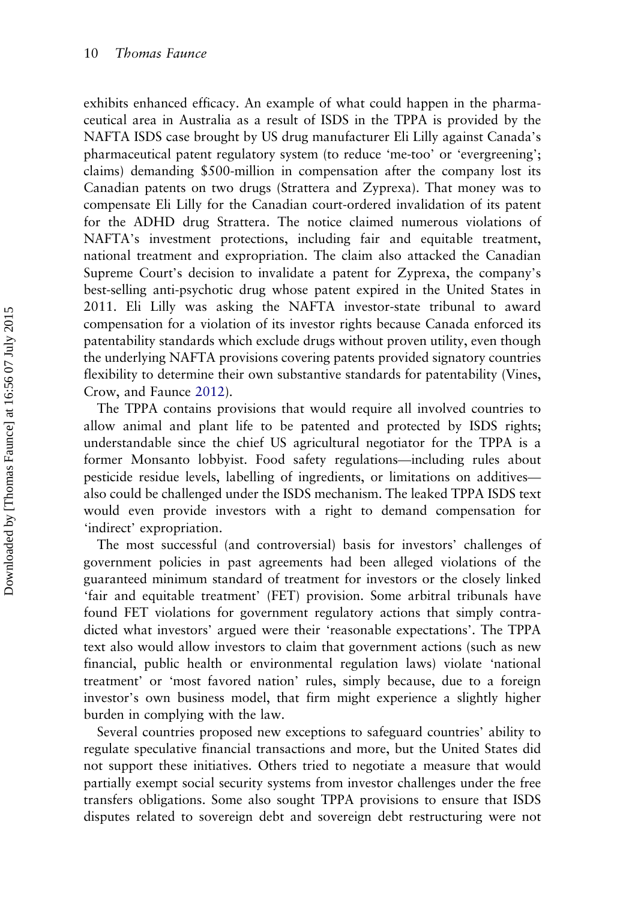exhibits enhanced efficacy. An example of what could happen in the pharmaceutical area in Australia as a result of ISDS in the TPPA is provided by the NAFTA ISDS case brought by US drug manufacturer Eli Lilly against Canada's pharmaceutical patent regulatory system (to reduce 'me-too' or 'evergreening'; claims) demanding $500-million in compensation after the company lost its Canadian patents on two drugs (Strattera and Zyprexa). That money was to compensate Eli Lilly for the Canadian court-ordered invalidation of its patent for the ADHD drug Strattera. The notice claimed numerous violations of NAFTA's investment protections, including fair and equitable treatment, national treatment and expropriation. The claim also attacked the Canadian Supreme Court's decision to invalidate a patent for Zyprexa, the company's best-selling anti-psychotic drug whose patent expired in the United States in 2011. Eli Lilly was asking the NAFTA investor-state tribunal to award compensation for a violation of its investor rights because Canada enforced its patentability standards which exclude drugs without proven utility, even though the underlying NAFTA provisions covering patents provided signatory countries flexibility to determine their own substantive standards for patentability (Vines, Crow, and Faunce 2012).

The TPPA contains provisions that would require all involved countries to allow animal and plant life to be patented and protected by ISDS rights; understandable since the chief US agricultural negotiator for the TPPA is a former Monsanto lobbyist. Food safety regulations—including rules about pesticide residue levels, labelling of ingredients, or limitations on additives—also could be challenged under the ISDS mechanism. The leaked TPPA ISDS text would even provide investors with a right to demand compensation for 'indirect' expropriation.

The most successful (and controversial) basis for investors' challenges of government policies in past agreements had been alleged violations of the guaranteed minimum standard of treatment for investors or the closely linked 'fair and equitable treatment' (FET) provision. Some arbitral tribunals have found FET violations for government regulatory actions that simply contradicted what investors' argued were their 'reasonable expectations'. The TPPA text also would allow investors to claim that government actions (such as new financial, public health or environmental regulation laws) violate 'national treatment' or 'most favored nation' rules, simply because, due to a foreign investor's own business model, that firm might experience a slightly higher burden in complying with the law.

Several countries proposed new exceptions to safeguard countries' ability to regulate speculative financial transactions and more, but the United States did not support these initiatives. Others tried to negotiate a measure that would partially exempt social security systems from investor challenges under the free transfers obligations. Some also sought TPPA provisions to ensure that ISDS disputes related to sovereign debt and sovereign debt restructuring were not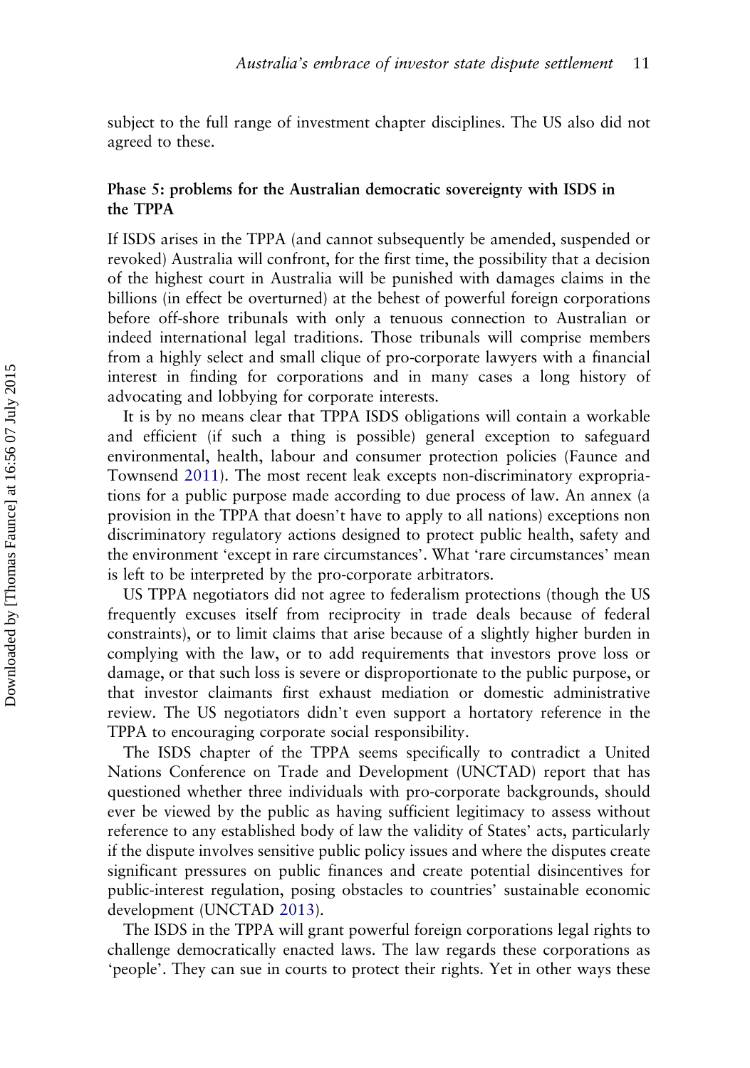subject to the full range of investment chapter disciplines. The US also did not agreed to these.

### Phase 5: problems for the Australian democratic sovereignty with ISDS in the TPPA

If ISDS arises in the TPPA (and cannot subsequently be amended, suspended or revoked) Australia will confront, for the first time, the possibility that a decision of the highest court in Australia will be punished with damages claims in the billions (in effect be overturned) at the behest of powerful foreign corporations before off-shore tribunals with only a tenuous connection to Australian or indeed international legal traditions. Those tribunals will comprise members from a highly select and small clique of pro-corporate lawyers with a financial interest in finding for corporations and in many cases a long history of advocating and lobbying for corporate interests.

It is by no means clear that TPPA ISDS obligations will contain a workable and efficient (if such a thing is possible) general exception to safeguard environmental, health, labour and consumer protection policies (Faunce and Townsend 2011). The most recent leak excepts non-discriminatory expropriations for a public purpose made according to due process of law. An annex (a provision in the TPPA that doesn't have to apply to all nations) exceptions non discriminatory regulatory actions designed to protect public health, safety and the environment 'except in rare circumstances'. What 'rare circumstances' mean is left to be interpreted by the pro-corporate arbitrators.

US TPPA negotiators did not agree to federalism protections (though the US frequently excuses itself from reciprocity in trade deals because of federal constraints), or to limit claims that arise because of a slightly higher burden in complying with the law, or to add requirements that investors prove loss or damage, or that such loss is severe or disproportionate to the public purpose, or that investor claimants first exhaust mediation or domestic administrative review. The US negotiators didn't even support a hortatory reference in the TPPA to encouraging corporate social responsibility.

The ISDS chapter of the TPPA seems specifically to contradict a United Nations Conference on Trade and Development (UNCTAD) report that has questioned whether three individuals with pro-corporate backgrounds, should ever be viewed by the public as having sufficient legitimacy to assess without reference to any established body of law the validity of States' acts, particularly if the dispute involves sensitive public policy issues and where the disputes create significant pressures on public finances and create potential disincentives for public-interest regulation, posing obstacles to countries' sustainable economic development (UNCTAD 2013).

The ISDS in the TPPA will grant powerful foreign corporations legal rights to challenge democratically enacted laws. The law regards these corporations as 'people'. They can sue in courts to protect their rights. Yet in other ways these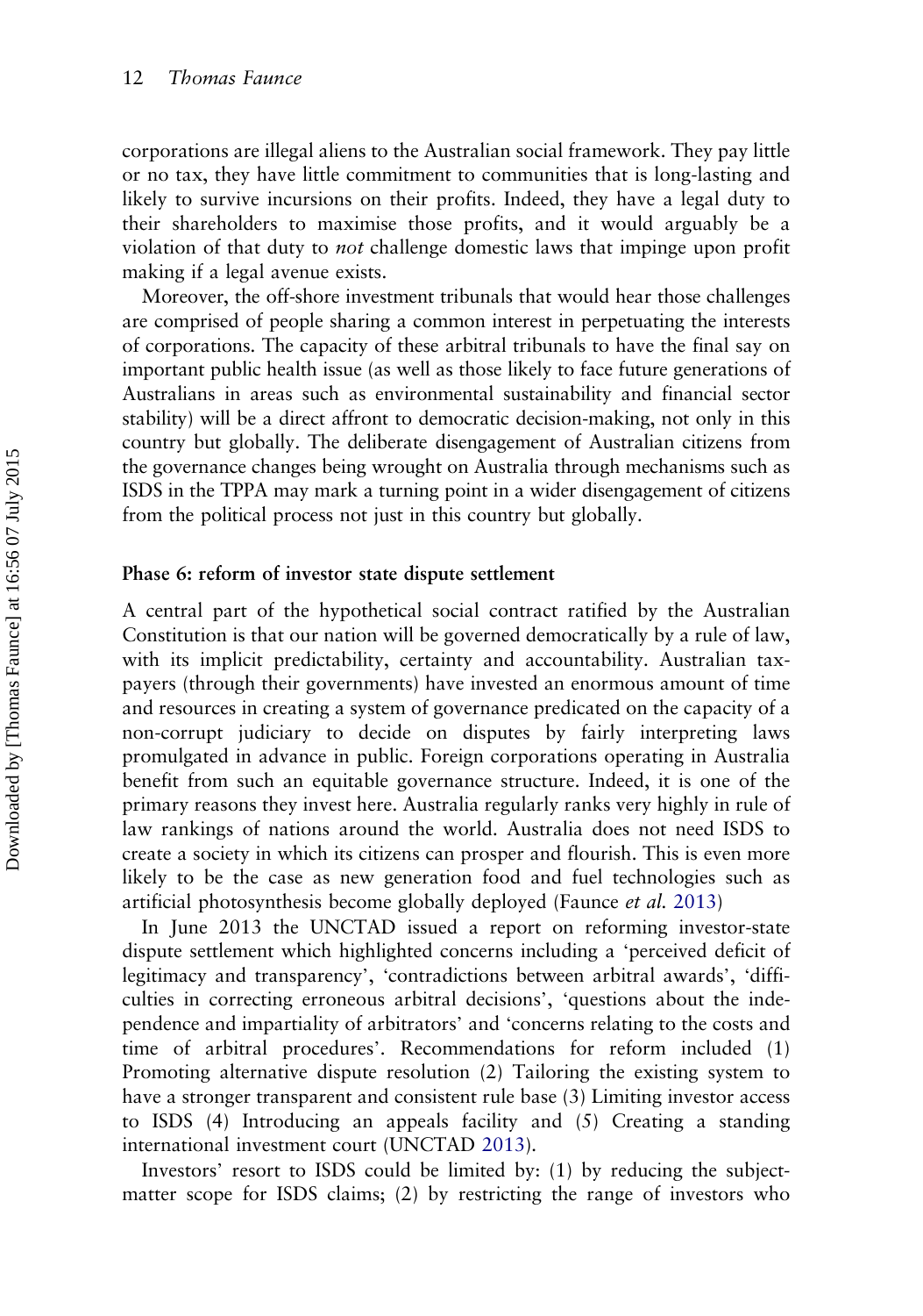corporations are illegal aliens to the Australian social framework. They pay little or no tax, they have little commitment to communities that is long-lasting and likely to survive incursions on their profits. Indeed, they have a legal duty to their shareholders to maximise those profits, and it would arguably be a violation of that duty to *not* challenge domestic laws that impinge upon profit making if a legal avenue exists.

Moreover, the off-shore investment tribunals that would hear those challenges are comprised of people sharing a common interest in perpetuating the interests of corporations. The capacity of these arbitral tribunals to have the final say on important public health issue (as well as those likely to face future generations of Australians in areas such as environmental sustainability and financial sector stability) will be a direct affront to democratic decision-making, not only in this country but globally. The deliberate disengagement of Australian citizens from the governance changes being wrought on Australia through mechanisms such as ISDS in the TPPA may mark a turning point in a wider disengagement of citizens from the political process not just in this country but globally.

### Phase 6: reform of investor state dispute settlement

A central part of the hypothetical social contract ratified by the Australian Constitution is that our nation will be governed democratically by a rule of law, with its implicit predictability, certainty and accountability. Australian taxpayers (through their governments) have invested an enormous amount of time and resources in creating a system of governance predicated on the capacity of a non-corrupt judiciary to decide on disputes by fairly interpreting laws promulgated in advance in public. Foreign corporations operating in Australia benefit from such an equitable governance structure. Indeed, it is one of the primary reasons they invest here. Australia regularly ranks very highly in rule of law rankings of nations around the world. Australia does not need ISDS to create a society in which its citizens can prosper and flourish. This is even more likely to be the case as new generation food and fuel technologies such as artificial photosynthesis become globally deployed (Faunce *et al.* 2013)

In June 2013 the UNCTAD issued a report on reforming investor-state dispute settlement which highlighted concerns including a 'perceived deficit of legitimacy and transparency', 'contradictions between arbitral awards', 'difficulties in correcting erroneous arbitral decisions', 'questions about the independence and impartiality of arbitrators' and 'concerns relating to the costs and time of arbitral procedures'. Recommendations for reform included (1) Promoting alternative dispute resolution (2) Tailoring the existing system to have a stronger transparent and consistent rule base (3) Limiting investor access to ISDS (4) Introducing an appeals facility and (5) Creating a standing international investment court (UNCTAD 2013).

Investors' resort to ISDS could be limited by: (1) by reducing the subject-matter scope for ISDS claims; (2) by restricting the range of investors who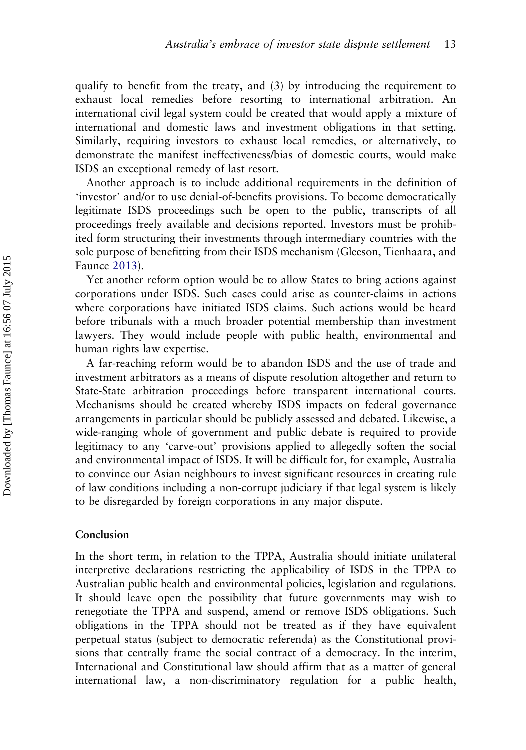qualify to benefit from the treaty, and (3) by introducing the requirement to exhaust local remedies before resorting to international arbitration. An international civil legal system could be created that would apply a mixture of international and domestic laws and investment obligations in that setting. Similarly, requiring investors to exhaust local remedies, or alternatively, to demonstrate the manifest ineffectiveness/bias of domestic courts, would make ISDS an exceptional remedy of last resort.

Another approach is to include additional requirements in the definition of 'investor' and/or to use denial-of-benefits provisions. To become democratically legitimate ISDS proceedings such be open to the public, transcripts of all proceedings freely available and decisions reported. Investors must be prohibited form structuring their investments through intermediary countries with the sole purpose of benefitting from their ISDS mechanism (Gleeson, Tienhaara, and Faunce 2013).

Yet another reform option would be to allow States to bring actions against corporations under ISDS. Such cases could arise as counter-claims in actions where corporations have initiated ISDS claims. Such actions would be heard before tribunals with a much broader potential membership than investment lawyers. They would include people with public health, environmental and human rights law expertise.

A far-reaching reform would be to abandon ISDS and the use of trade and investment arbitrators as a means of dispute resolution altogether and return to State-State arbitration proceedings before transparent international courts. Mechanisms should be created whereby ISDS impacts on federal governance arrangements in particular should be publicly assessed and debated. Likewise, a wide-ranging whole of government and public debate is required to provide legitimacy to any 'carve-out' provisions applied to allegedly soften the social and environmental impact of ISDS. It will be difficult for, for example, Australia to convince our Asian neighbours to invest significant resources in creating rule of law conditions including a non-corrupt judiciary if that legal system is likely to be disregarded by foreign corporations in any major dispute.

## Conclusion

In the short term, in relation to the TPPA, Australia should initiate unilateral interpretive declarations restricting the applicability of ISDS in the TPPA to Australian public health and environmental policies, legislation and regulations. It should leave open the possibility that future governments may wish to renegotiate the TPPA and suspend, amend or remove ISDS obligations. Such obligations in the TPPA should not be treated as if they have equivalent perpetual status (subject to democratic referenda) as the Constitutional provisions that centrally frame the social contract of a democracy. In the interim, International and Constitutional law should affirm that as a matter of general international law, a non-discriminatory regulation for a public health,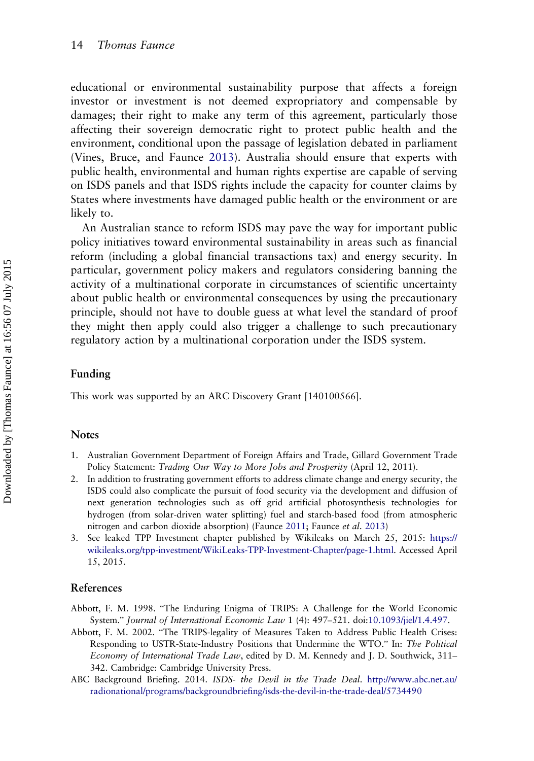educational or environmental sustainability purpose that affects a foreign investor or investment is not deemed expropriatory and compensable by damages; their right to make any term of this agreement, particularly those affecting their sovereign democratic right to protect public health and the environment, conditional upon the passage of legislation debated in parliament (Vines, Bruce, and Faunce 2013). Australia should ensure that experts with public health, environmental and human rights expertise are capable of serving on ISDS panels and that ISDS rights include the capacity for counter claims by States where investments have damaged public health or the environment or are likely to.

An Australian stance to reform ISDS may pave the way for important public policy initiatives toward environmental sustainability in areas such as financial reform (including a global financial transactions tax) and energy security. In particular, government policy makers and regulators considering banning the activity of a multinational corporate in circumstances of scientific uncertainty about public health or environmental consequences by using the precautionary principle, should not have to double guess at what level the standard of proof they might then apply could also trigger a challenge to such precautionary regulatory action by a multinational corporation under the ISDS system.

## Funding

This work was supported by an ARC Discovery Grant [140100566].

## Notes

1. Australian Government Department of Foreign Affairs and Trade, Gillard Government Trade Policy Statement: *Trading Our Way to More Jobs and Prosperity* (April 12, 2011).
2. In addition to frustrating government efforts to address climate change and energy security, the ISDS could also complicate the pursuit of food security via the development and diffusion of next generation technologies such as off grid artificial photosynthesis technologies for hydrogen (from solar-driven water splitting) fuel and starch-based food (from atmospheric nitrogen and carbon dioxide absorption) (Faunce 2011; Faunce *et al.* 2013)
3. See leaked TPP Investment chapter published by Wikileaks on March 25, 2015: https://wikileaks.org/tpp-investment/WikiLeaks-TPP-Investment-Chapter/page-1.html. Accessed April 15, 2015.

## References

Abbott, F. M. 1998. "The Enduring Enigma of TRIPS: A Challenge for the World Economic System." *Journal of International Economic Law* 1 (4): 497–521. doi:10.1093/jiel/1.4.497.

Abbott, F. M. 2002. "The TRIPS-legality of Measures Taken to Address Public Health Crises: Responding to USTR-State-Industry Positions that Undermine the WTO." In: *The Political Economy of International Trade Law*, edited by D. M. Kennedy and J. D. Southwick, 311–342. Cambridge: Cambridge University Press.

ABC Background Briefing. 2014. *ISDS- the Devil in the Trade Deal*. http://www.abc.net.au/radionational/programs/backgroundbriefing/isds-the-devil-in-the-trade-deal/5734490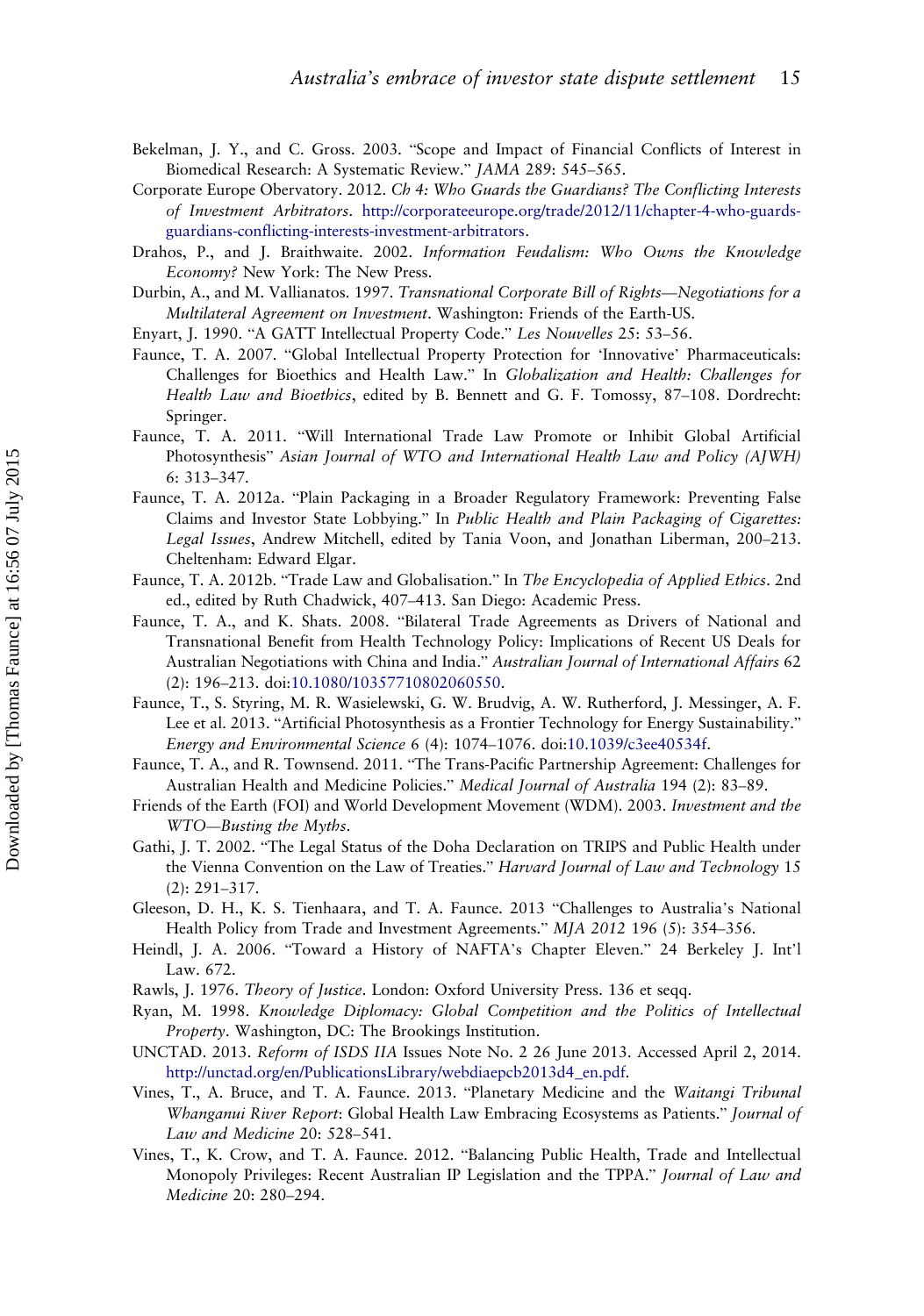Bekelman, J. Y., and C. Gross. 2003. "Scope and Impact of Financial Conflicts of Interest in Biomedical Research: A Systematic Review." *JAMA* 289: 545–565.

Corporate Europe Obervatory. 2012. *Ch 4: Who Guards the Guardians? The Conflicting Interests of Investment Arbitrators*. http://corporateeurope.org/trade/2012/11/chapter-4-who-guards-guardians-conflicting-interests-investment-arbitrators.

Drahos, P., and J. Braithwaite. 2002. *Information Feudalism: Who Owns the Knowledge Economy?* New York: The New Press.

Durbin, A., and M. Vallianatos. 1997. *Transnational Corporate Bill of Rights—Negotiations for a Multilateral Agreement on Investment*. Washington: Friends of the Earth-US.

Enyart, J. 1990. "A GATT Intellectual Property Code." *Les Nouvelles* 25: 53–56.

Faunce, T. A. 2007. "Global Intellectual Property Protection for 'Innovative' Pharmaceuticals: Challenges for Bioethics and Health Law." In *Globalization and Health: Challenges for Health Law and Bioethics*, edited by B. Bennett and G. F. Tomossy, 87–108. Dordrecht: Springer.

Faunce, T. A. 2011. "Will International Trade Law Promote or Inhibit Global Artificial Photosynthesis" *Asian Journal of WTO and International Health Law and Policy (AJWH)* 6: 313–347.

Faunce, T. A. 2012a. "Plain Packaging in a Broader Regulatory Framework: Preventing False Claims and Investor State Lobbying." In *Public Health and Plain Packaging of Cigarettes: Legal Issues*, Andrew Mitchell, edited by Tania Voon, and Jonathan Liberman, 200–213. Cheltenham: Edward Elgar.

Faunce, T. A. 2012b. "Trade Law and Globalisation." In *The Encyclopedia of Applied Ethics*. 2nd ed., edited by Ruth Chadwick, 407–413. San Diego: Academic Press.

Faunce, T. A., and K. Shats. 2008. "Bilateral Trade Agreements as Drivers of National and Transnational Benefit from Health Technology Policy: Implications of Recent US Deals for Australian Negotiations with China and India." *Australian Journal of International Affairs* 62 (2): 196–213. doi:10.1080/10357710802060550.

Faunce, T., S. Styring, M. R. Wasielewski, G. W. Brudvig, A. W. Rutherford, J. Messinger, A. F. Lee et al. 2013. "Artificial Photosynthesis as a Frontier Technology for Energy Sustainability." *Energy and Environmental Science* 6 (4): 1074–1076. doi:10.1039/c3ee40534f.

Faunce, T. A., and R. Townsend. 2011. "The Trans-Pacific Partnership Agreement: Challenges for Australian Health and Medicine Policies." *Medical Journal of Australia* 194 (2): 83–89.

Friends of the Earth (FOI) and World Development Movement (WDM). 2003. *Investment and the WTO—Busting the Myths*.

Gathi, J. T. 2002. "The Legal Status of the Doha Declaration on TRIPS and Public Health under the Vienna Convention on the Law of Treaties." *Harvard Journal of Law and Technology* 15 (2): 291–317.

Gleeson, D. H., K. S. Tienhaara, and T. A. Faunce. 2013 "Challenges to Australia's National Health Policy from Trade and Investment Agreements." *MJA 2012* 196 (5): 354–356.

Heindl, J. A. 2006. "Toward a History of NAFTA's Chapter Eleven." 24 Berkeley J. Int'l Law. 672.

Rawls, J. 1976. *Theory of Justice*. London: Oxford University Press. 136 et seqq.

Ryan, M. 1998. *Knowledge Diplomacy: Global Competition and the Politics of Intellectual Property*. Washington, DC: The Brookings Institution.

UNCTAD. 2013. *Reform of ISDS IIA* Issues Note No. 2 26 June 2013. Accessed April 2, 2014. http://unctad.org/en/PublicationsLibrary/webdiaepcb2013d4_en.pdf.

Vines, T., A. Bruce, and T. A. Faunce. 2013. "Planetary Medicine and the *Waitangi Tribunal Whanganui River Report*: Global Health Law Embracing Ecosystems as Patients." *Journal of Law and Medicine* 20: 528–541.

Vines, T., K. Crow, and T. A. Faunce. 2012. "Balancing Public Health, Trade and Intellectual Monopoly Privileges: Recent Australian IP Legislation and the TPPA." *Journal of Law and Medicine* 20: 280–294.